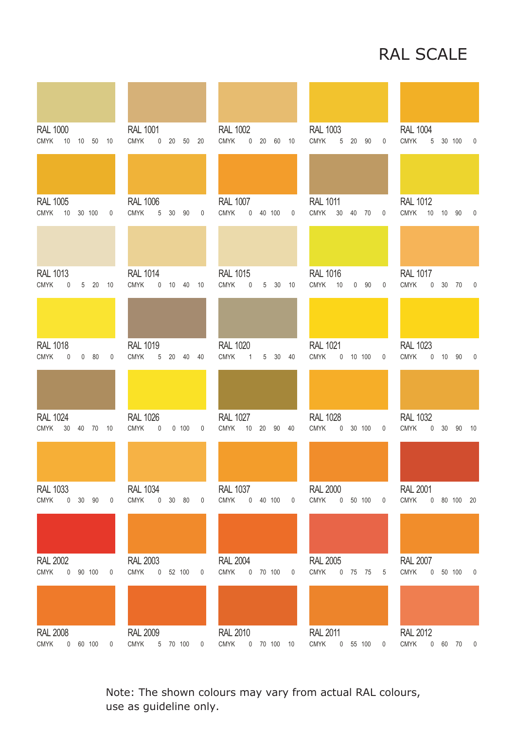# RAL SCALE

| RAL | CMYK |
|---|---|
| RAL 1000 | 10 10 50 10 |
| RAL 1001 | 0 20 50 20 |
| RAL 1002 | 0 20 60 10 |
| RAL 1003 | 5 20 90 0 |
| RAL 1004 | 5 30 100 0 |
| RAL 1005 | 10 30 100 0 |
| RAL 1006 | 5 30 90 0 |
| RAL 1007 | 0 40 100 0 |
| RAL 1011 | 30 40 70 0 |
| RAL 1012 | 10 10 90 0 |
| RAL 1013 | 0 5 20 10 |
| RAL 1014 | 0 10 40 10 |
| RAL 1015 | 0 5 30 10 |
| RAL 1016 | 10 0 90 0 |
| RAL 1017 | 0 30 70 0 |
| RAL 1018 | 0 0 80 0 |
| RAL 1019 | 5 20 40 40 |
| RAL 1020 | 1 5 30 40 |
| RAL 1021 | 0 10 100 0 |
| RAL 1023 | 0 10 90 0 |
| RAL 1024 | 30 40 70 10 |
| RAL 1026 | 0 0 100 0 |
| RAL 1027 | 10 20 90 40 |
| RAL 1028 | 0 30 100 0 |
| RAL 1032 | 0 30 90 10 |
| RAL 1033 | 0 30 90 0 |
| RAL 1034 | 0 30 80 0 |
| RAL 1037 | 0 40 100 0 |
| RAL 2000 | 0 50 100 0 |
| RAL 2001 | 0 80 100 20 |
| RAL 2002 | 0 90 100 0 |
| RAL 2003 | 0 52 100 0 |
| RAL 2004 | 0 70 100 0 |
| RAL 2005 | 0 75 75 5 |
| RAL 2007 | 0 50 100 0 |
| RAL 2008 | 0 60 100 0 |
| RAL 2009 | 5 70 100 0 |
| RAL 2010 | 0 70 100 10 |
| RAL 2011 | 0 55 100 0 |
| RAL 2012 | 0 60 70 0 |

Note: The shown colours may vary from actual RAL colours, use as guideline only.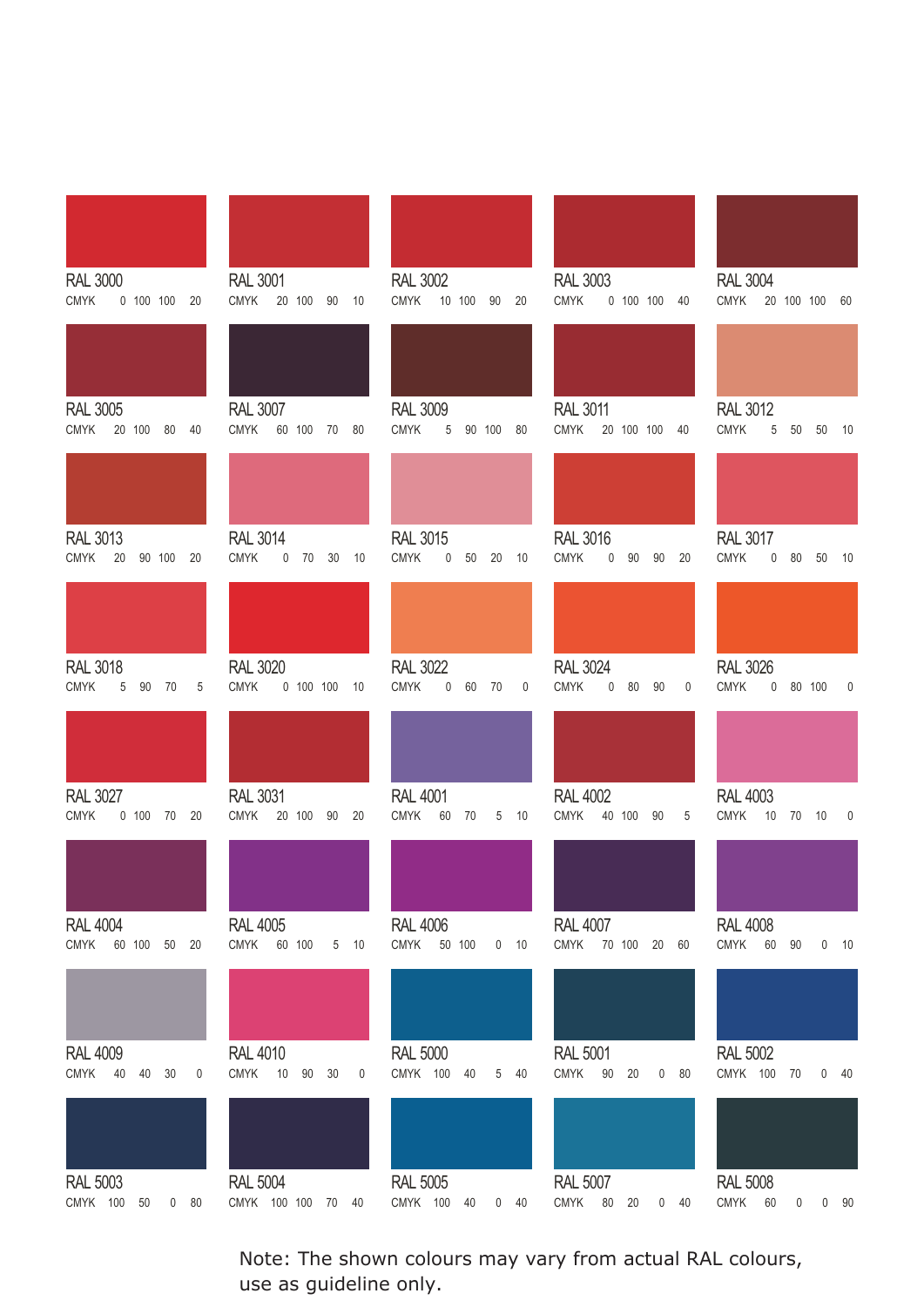| RAL | C | M | Y | K |
|---|---|---|---|---|
| RAL 3000 | 0 | 100 | 100 | 20 |
| RAL 3001 | 20 | 100 | 90 | 10 |
| RAL 3002 | 10 | 100 | 90 | 20 |
| RAL 3003 | 0 | 100 | 100 | 40 |
| RAL 3004 | 20 | 100 | 100 | 60 |
| RAL 3005 | 20 | 100 | 80 | 40 |
| RAL 3007 | 60 | 100 | 70 | 80 |
| RAL 3009 | 5 | 90 | 100 | 80 |
| RAL 3011 | 20 | 100 | 100 | 40 |
| RAL 3012 | 5 | 50 | 50 | 10 |
| RAL 3013 | 20 | 90 | 100 | 20 |
| RAL 3014 | 0 | 70 | 30 | 10 |
| RAL 3015 | 0 | 50 | 20 | 10 |
| RAL 3016 | 0 | 90 | 90 | 20 |
| RAL 3017 | 0 | 80 | 50 | 10 |
| RAL 3018 | 5 | 90 | 70 | 5 |
| RAL 3020 | 0 | 100 | 100 | 10 |
| RAL 3022 | 0 | 60 | 70 | 0 |
| RAL 3024 | 0 | 80 | 90 | 0 |
| RAL 3026 | 0 | 80 | 100 | 0 |
| RAL 3027 | 0 | 100 | 70 | 20 |
| RAL 3031 | 20 | 100 | 90 | 20 |
| RAL 4001 | 60 | 70 | 5 | 10 |
| RAL 4002 | 40 | 100 | 90 | 5 |
| RAL 4003 | 10 | 70 | 10 | 0 |
| RAL 4004 | 60 | 100 | 50 | 20 |
| RAL 4005 | 60 | 100 | 5 | 10 |
| RAL 4006 | 50 | 100 | 0 | 10 |
| RAL 4007 | 70 | 100 | 20 | 60 |
| RAL 4008 | 60 | 90 | 0 | 10 |
| RAL 4009 | 40 | 40 | 30 | 0 |
| RAL 4010 | 10 | 90 | 30 | 0 |
| RAL 5000 | 100 | 40 | 5 | 40 |
| RAL 5001 | 90 | 20 | 0 | 80 |
| RAL 5002 | 100 | 70 | 0 | 40 |
| RAL 5003 | 100 | 50 | 0 | 80 |
| RAL 5004 | 100 | 100 | 70 | 40 |
| RAL 5005 | 100 | 40 | 0 | 40 |
| RAL 5007 | 80 | 20 | 0 | 40 |
| RAL 5008 | 60 | 0 | 0 | 90 |

Note: The shown colours may vary from actual RAL colours, use as guideline only.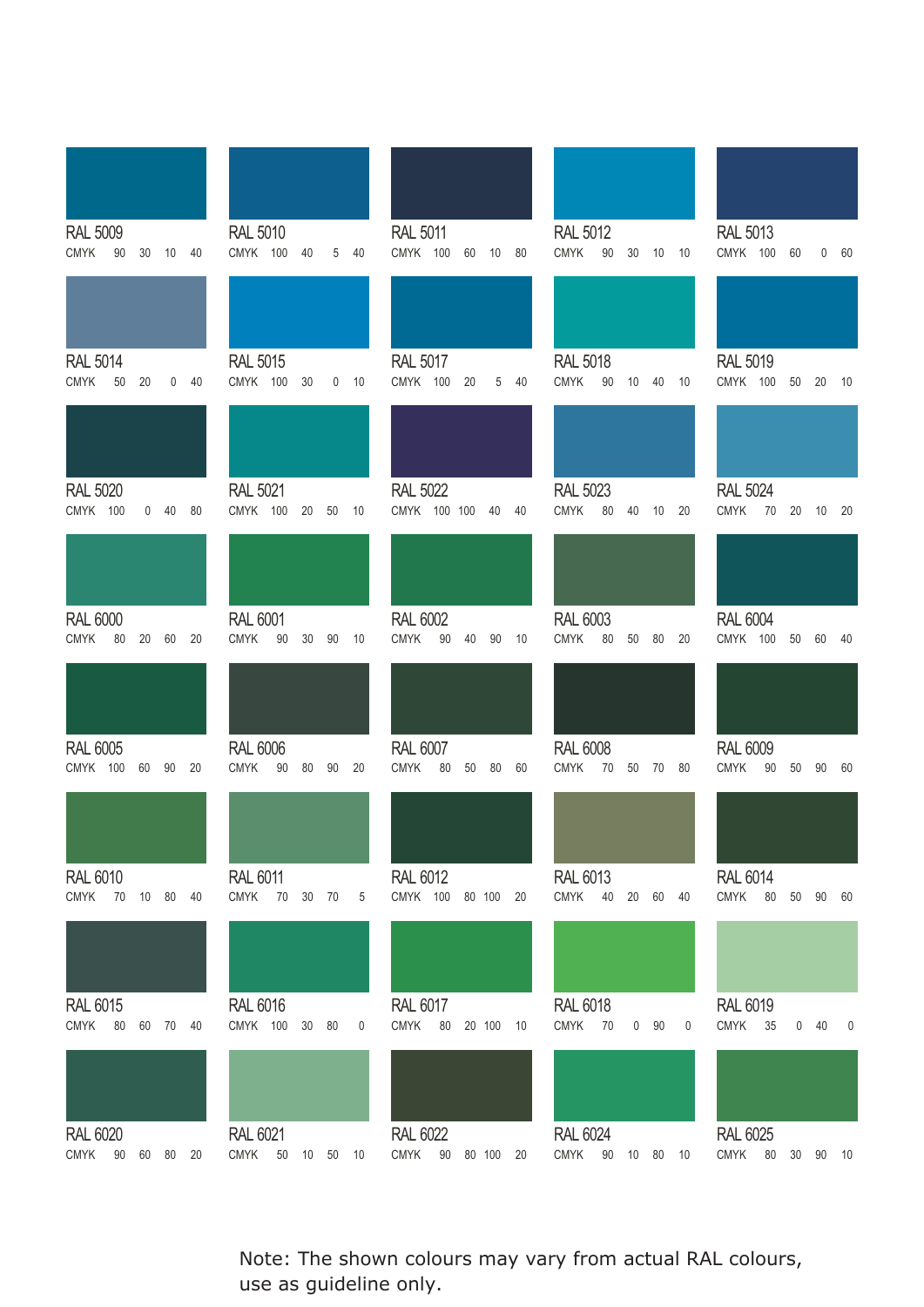| RAL | C | M | Y | K |
|---|---|---|---|---|
| RAL 5009 | 90 | 30 | 10 | 40 |
| RAL 5010 | 100 | 40 | 5 | 40 |
| RAL 5011 | 100 | 60 | 10 | 80 |
| RAL 5012 | 90 | 30 | 10 | 10 |
| RAL 5013 | 100 | 60 | 0 | 60 |
| RAL 5014 | 50 | 20 | 0 | 40 |
| RAL 5015 | 100 | 30 | 0 | 10 |
| RAL 5017 | 100 | 20 | 5 | 40 |
| RAL 5018 | 90 | 10 | 40 | 10 |
| RAL 5019 | 100 | 50 | 20 | 10 |
| RAL 5020 | 100 | 0 | 40 | 80 |
| RAL 5021 | 100 | 20 | 50 | 10 |
| RAL 5022 | 100 | 100 | 40 | 40 |
| RAL 5023 | 80 | 40 | 10 | 20 |
| RAL 5024 | 70 | 20 | 10 | 20 |
| RAL 6000 | 80 | 20 | 60 | 20 |
| RAL 6001 | 90 | 30 | 90 | 10 |
| RAL 6002 | 90 | 40 | 90 | 10 |
| RAL 6003 | 80 | 50 | 80 | 20 |
| RAL 6004 | 100 | 50 | 60 | 40 |
| RAL 6005 | 100 | 60 | 90 | 20 |
| RAL 6006 | 90 | 80 | 90 | 20 |
| RAL 6007 | 80 | 50 | 80 | 60 |
| RAL 6008 | 70 | 50 | 70 | 80 |
| RAL 6009 | 90 | 50 | 90 | 60 |
| RAL 6010 | 70 | 10 | 80 | 40 |
| RAL 6011 | 70 | 30 | 70 | 5 |
| RAL 6012 | 100 | 80 | 100 | 20 |
| RAL 6013 | 40 | 20 | 60 | 40 |
| RAL 6014 | 80 | 50 | 90 | 60 |
| RAL 6015 | 80 | 60 | 70 | 40 |
| RAL 6016 | 100 | 30 | 80 | 0 |
| RAL 6017 | 80 | 20 | 100 | 10 |
| RAL 6018 | 70 | 0 | 90 | 0 |
| RAL 6019 | 35 | 0 | 40 | 0 |
| RAL 6020 | 90 | 60 | 80 | 20 |
| RAL 6021 | 50 | 10 | 50 | 10 |
| RAL 6022 | 90 | 80 | 100 | 20 |
| RAL 6024 | 90 | 10 | 80 | 10 |
| RAL 6025 | 80 | 30 | 90 | 10 |

Note: The shown colours may vary from actual RAL colours, use as guideline only.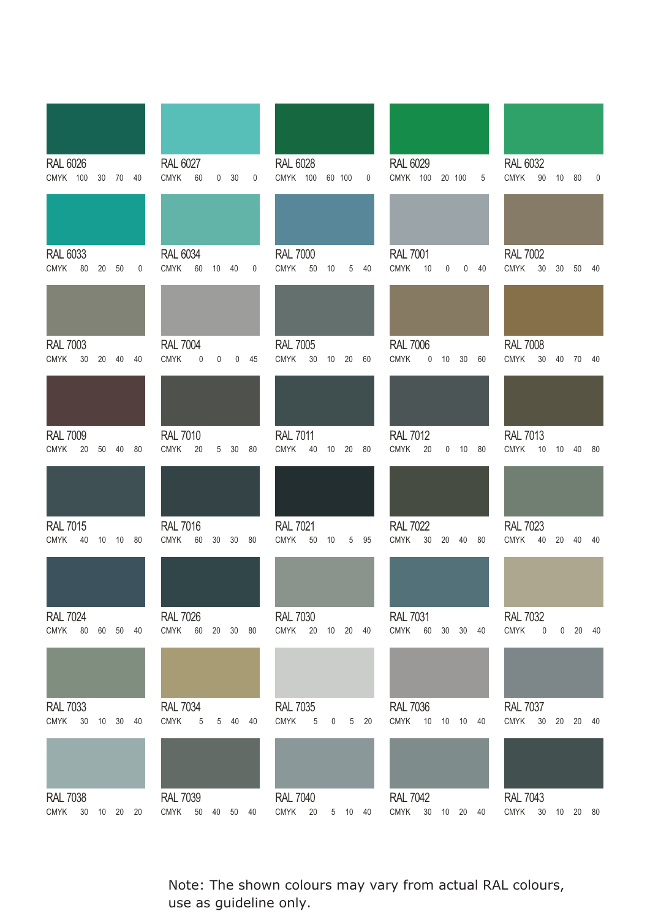| RAL | C | M | Y | K |
|---|---|---|---|---|
| RAL 6026 | 100 | 30 | 70 | 40 |
| RAL 6027 | 60 | 0 | 30 | 0 |
| RAL 6028 | 100 | 60 | 100 | 0 |
| RAL 6029 | 100 | 20 | 100 | 5 |
| RAL 6032 | 90 | 10 | 80 | 0 |
| RAL 6033 | 80 | 20 | 50 | 0 |
| RAL 6034 | 60 | 10 | 40 | 0 |
| RAL 7000 | 50 | 10 | 5 | 40 |
| RAL 7001 | 10 | 0 | 0 | 40 |
| RAL 7002 | 30 | 30 | 50 | 40 |
| RAL 7003 | 30 | 20 | 40 | 40 |
| RAL 7004 | 0 | 0 | 0 | 45 |
| RAL 7005 | 30 | 10 | 20 | 60 |
| RAL 7006 | 0 | 10 | 30 | 60 |
| RAL 7008 | 30 | 40 | 70 | 40 |
| RAL 7009 | 20 | 50 | 40 | 80 |
| RAL 7010 | 20 | 5 | 30 | 80 |
| RAL 7011 | 40 | 10 | 20 | 80 |
| RAL 7012 | 20 | 0 | 10 | 80 |
| RAL 7013 | 10 | 10 | 40 | 80 |
| RAL 7015 | 40 | 10 | 10 | 80 |
| RAL 7016 | 60 | 30 | 30 | 80 |
| RAL 7021 | 50 | 10 | 5 | 95 |
| RAL 7022 | 30 | 20 | 40 | 80 |
| RAL 7023 | 40 | 20 | 40 | 40 |
| RAL 7024 | 80 | 60 | 50 | 40 |
| RAL 7026 | 60 | 20 | 30 | 80 |
| RAL 7030 | 20 | 10 | 20 | 40 |
| RAL 7031 | 60 | 30 | 30 | 40 |
| RAL 7032 | 0 | 0 | 20 | 40 |
| RAL 7033 | 30 | 10 | 30 | 40 |
| RAL 7034 | 5 | 5 | 40 | 40 |
| RAL 7035 | 5 | 0 | 5 | 20 |
| RAL 7036 | 10 | 10 | 10 | 40 |
| RAL 7037 | 30 | 20 | 20 | 40 |
| RAL 7038 | 30 | 10 | 20 | 20 |
| RAL 7039 | 50 | 40 | 50 | 40 |
| RAL 7040 | 20 | 5 | 10 | 40 |
| RAL 7042 | 30 | 10 | 20 | 40 |
| RAL 7043 | 30 | 10 | 20 | 80 |

Note: The shown colours may vary from actual RAL colours, use as guideline only.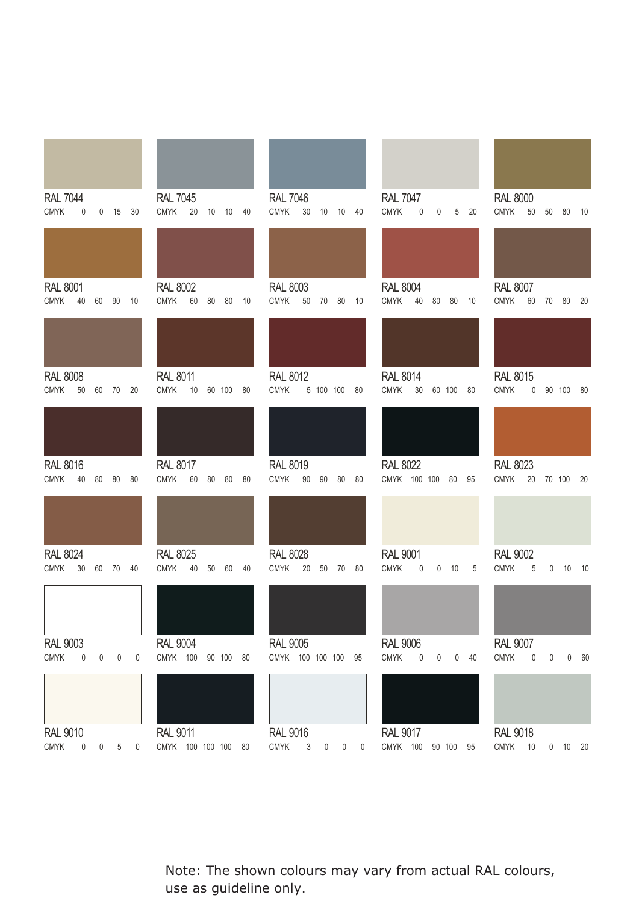RAL 7044
CMYK 0 0 15 30

RAL 7045
CMYK 20 10 10 40

RAL 7046
CMYK 30 10 10 40

RAL 7047
CMYK 0 0 5 20

RAL 8000
CMYK 50 50 80 10

RAL 8001
CMYK 40 60 90 10

RAL 8002
CMYK 60 80 80 10

RAL 8003
CMYK 50 70 80 10

RAL 8004
CMYK 40 80 80 10

RAL 8007
CMYK 60 70 80 20

RAL 8008
CMYK 50 60 70 20

RAL 8011
CMYK 10 60 100 80

RAL 8012
CMYK 5 100 100 80

RAL 8014
CMYK 30 60 100 80

RAL 8015
CMYK 0 90 100 80

RAL 8016
CMYK 40 80 80 80

RAL 8017
CMYK 60 80 80 80

RAL 8019
CMYK 90 90 80 80

RAL 8022
CMYK 100 100 80 95

RAL 8023
CMYK 20 70 100 20

RAL 8024
CMYK 30 60 70 40

RAL 8025
CMYK 40 50 60 40

RAL 8028
CMYK 20 50 70 80

RAL 9001
CMYK 0 0 10 5

RAL 9002
CMYK 5 0 10 10

RAL 9003
CMYK 0 0 0 0

RAL 9004
CMYK 100 90 100 80

RAL 9005
CMYK 100 100 100 95

RAL 9006
CMYK 0 0 0 40

RAL 9007
CMYK 0 0 0 60

RAL 9010
CMYK 0 0 5 0

RAL 9011
CMYK 100 100 100 80

RAL 9016
CMYK 3 0 0 0

RAL 9017
CMYK 100 90 100 95

RAL 9018
CMYK 10 0 10 20

Note: The shown colours may vary from actual RAL colours, use as guideline only.